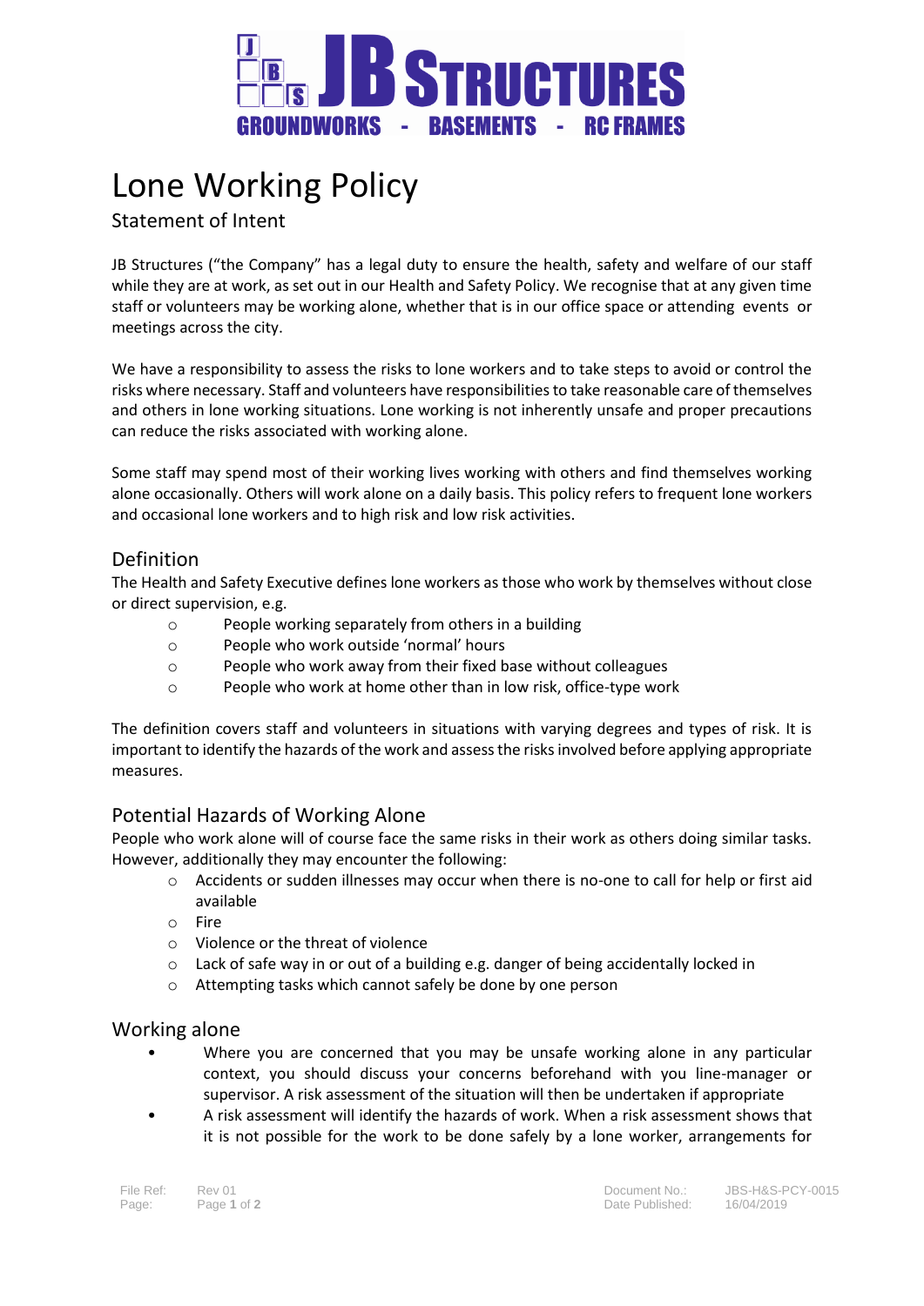# Lone Working Policy

## Statement of Intent

JB Structures ("the Company" has a legal duty to ensure the health, safety and welfare of our staff while they are at work, as set out in our Health and Safety Policy. We recognise that at any given time staff or volunteers may be working alone, whether that is in our office space or attending events or meetings across the city.

We have a responsibility to assess the risks to lone workers and to take steps to avoid or control the risks where necessary. Staff and volunteers have responsibilities to take reasonable care of themselves and others in lone working situations. Lone working is not inherently unsafe and proper precautions can reduce the risks associated with working alone.

Some staff may spend most of their working lives working with others and find themselves working alone occasionally. Others will work alone on a daily basis. This policy refers to frequent lone workers and occasional lone workers and to high risk and low risk activities.

## Definition

The Health and Safety Executive defines lone workers as those who work by themselves without close or direct supervision, e.g.

- People working separately from others in a building
- People who work outside 'normal' hours
- People who work away from their fixed base without colleagues
- People who work at home other than in low risk, office-type work

The definition covers staff and volunteers in situations with varying degrees and types of risk. It is important to identify the hazards of the work and assess the risks involved before applying appropriate measures.

## Potential Hazards of Working Alone

People who work alone will of course face the same risks in their work as others doing similar tasks. However, additionally they may encounter the following:

- Accidents or sudden illnesses may occur when there is no-one to call for help or first aid available
- Fire
- Violence or the threat of violence
- Lack of safe way in or out of a building e.g. danger of being accidentally locked in
- Attempting tasks which cannot safely be done by one person

## Working alone

- Where you are concerned that you may be unsafe working alone in any particular context, you should discuss your concerns beforehand with you line-manager or supervisor. A risk assessment of the situation will then be undertaken if appropriate
- A risk assessment will identify the hazards of work. When a risk assessment shows that it is not possible for the work to be done safely by a lone worker, arrangements for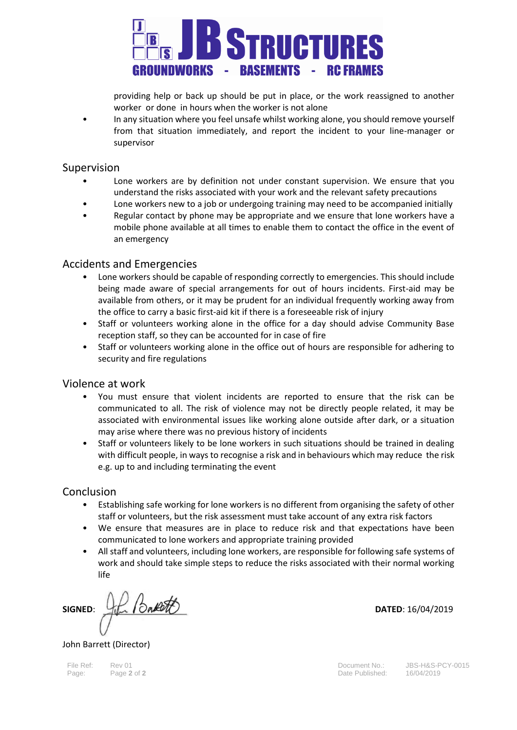providing help or back up should be put in place, or the work reassigned to another worker or done in hours when the worker is not alone

- In any situation where you feel unsafe whilst working alone, you should remove yourself from that situation immediately, and report the incident to your line-manager or supervisor

## Supervision

- Lone workers are by definition not under constant supervision. We ensure that you understand the risks associated with your work and the relevant safety precautions
- Lone workers new to a job or undergoing training may need to be accompanied initially
- Regular contact by phone may be appropriate and we ensure that lone workers have a mobile phone available at all times to enable them to contact the office in the event of an emergency

## Accidents and Emergencies

- Lone workers should be capable of responding correctly to emergencies. This should include being made aware of special arrangements for out of hours incidents. First-aid may be available from others, or it may be prudent for an individual frequently working away from the office to carry a basic first-aid kit if there is a foreseeable risk of injury
- Staff or volunteers working alone in the office for a day should advise Community Base reception staff, so they can be accounted for in case of fire
- Staff or volunteers working alone in the office out of hours are responsible for adhering to security and fire regulations

## Violence at work

- You must ensure that violent incidents are reported to ensure that the risk can be communicated to all. The risk of violence may not be directly people related, it may be associated with environmental issues like working alone outside after dark, or a situation may arise where there was no previous history of incidents
- Staff or volunteers likely to be lone workers in such situations should be trained in dealing with difficult people, in ways to recognise a risk and in behaviours which may reduce the risk e.g. up to and including terminating the event

## Conclusion

- Establishing safe working for lone workers is no different from organising the safety of other staff or volunteers, but the risk assessment must take account of any extra risk factors
- We ensure that measures are in place to reduce risk and that expectations have been communicated to lone workers and appropriate training provided
- All staff and volunteers, including lone workers, are responsible for following safe systems of work and should take simple steps to reduce the risks associated with their normal working life

**SIGNED**: John Barrett

**DATED**: 16/04/2019

John Barrett (Director)

File Ref: Rev 01

Document No.: JBS-H&S-PCY-0015
Date Published: 16/04/2019